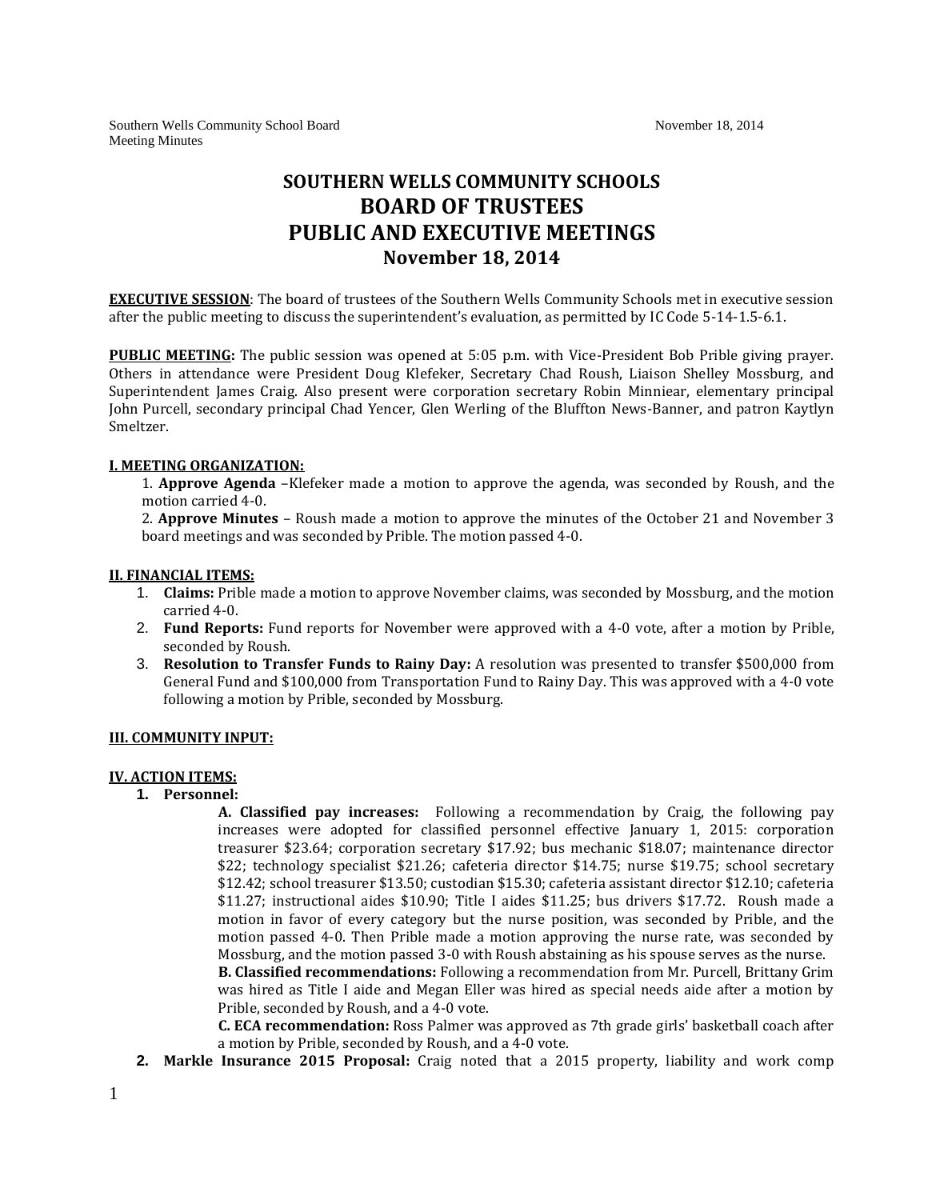# SOUTHERN WELLS COMMUNITY SCHOOLS
# BOARD OF TRUSTEES
# PUBLIC AND EXECUTIVE MEETINGS
## November 18, 2014

**EXECUTIVE SESSION**: The board of trustees of the Southern Wells Community Schools met in executive session after the public meeting to discuss the superintendent's evaluation, as permitted by IC Code 5-14-1.5-6.1.

**PUBLIC MEETING:** The public session was opened at 5:05 p.m. with Vice-President Bob Prible giving prayer. Others in attendance were President Doug Klefeker, Secretary Chad Roush, Liaison Shelley Mossburg, and Superintendent James Craig. Also present were corporation secretary Robin Minniear, elementary principal John Purcell, secondary principal Chad Yencer, Glen Werling of the Bluffton News-Banner, and patron Kaytlyn Smeltzer.

**I. MEETING ORGANIZATION:**

1. **Approve Agenda** –Klefeker made a motion to approve the agenda, was seconded by Roush, and the motion carried 4-0.
2. **Approve Minutes** – Roush made a motion to approve the minutes of the October 21 and November 3 board meetings and was seconded by Prible. The motion passed 4-0.

**II. FINANCIAL ITEMS:**

1. **Claims:** Prible made a motion to approve November claims, was seconded by Mossburg, and the motion carried 4-0.
2. **Fund Reports:** Fund reports for November were approved with a 4-0 vote, after a motion by Prible, seconded by Roush.
3. **Resolution to Transfer Funds to Rainy Day:** A resolution was presented to transfer $500,000 from General Fund and $100,000 from Transportation Fund to Rainy Day. This was approved with a 4-0 vote following a motion by Prible, seconded by Mossburg.

**III. COMMUNITY INPUT:**

**IV. ACTION ITEMS:**

1. **Personnel:**

   **A. Classified pay increases:** Following a recommendation by Craig, the following pay increases were adopted for classified personnel effective January 1, 2015: corporation treasurer $23.64; corporation secretary $17.92; bus mechanic $18.07; maintenance director $22; technology specialist $21.26; cafeteria director $14.75; nurse $19.75; school secretary $12.42; school treasurer $13.50; custodian $15.30; cafeteria assistant director $12.10; cafeteria $11.27; instructional aides $10.90; Title I aides $11.25; bus drivers $17.72. Roush made a motion in favor of every category but the nurse position, was seconded by Prible, and the motion passed 4-0. Then Prible made a motion approving the nurse rate, was seconded by Mossburg, and the motion passed 3-0 with Roush abstaining as his spouse serves as the nurse.

   **B. Classified recommendations:** Following a recommendation from Mr. Purcell, Brittany Grim was hired as Title I aide and Megan Eller was hired as special needs aide after a motion by Prible, seconded by Roush, and a 4-0 vote.

   **C. ECA recommendation:** Ross Palmer was approved as 7th grade girls' basketball coach after a motion by Prible, seconded by Roush, and a 4-0 vote.

2. **Markle Insurance 2015 Proposal:** Craig noted that a 2015 property, liability and work comp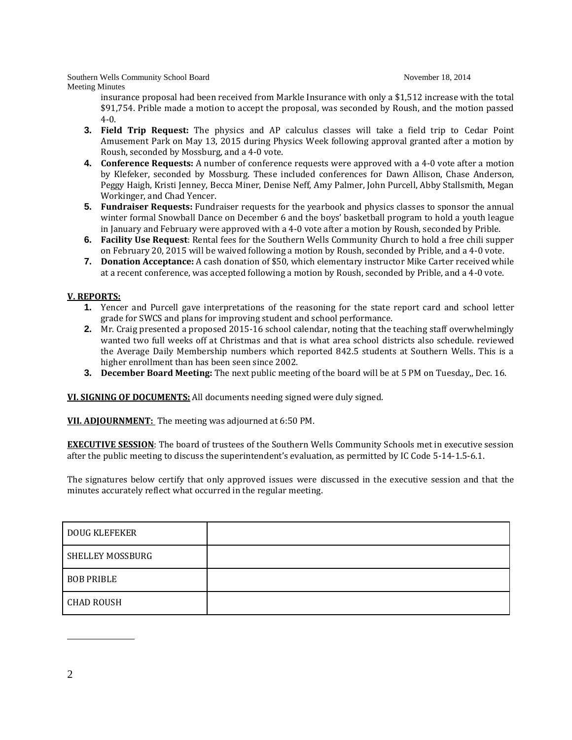insurance proposal had been received from Markle Insurance with only a $1,512 increase with the total $91,754. Prible made a motion to accept the proposal, was seconded by Roush, and the motion passed 4-0.

3. **Field Trip Request:** The physics and AP calculus classes will take a field trip to Cedar Point Amusement Park on May 13, 2015 during Physics Week following approval granted after a motion by Roush, seconded by Mossburg, and a 4-0 vote.
4. **Conference Requests:** A number of conference requests were approved with a 4-0 vote after a motion by Klefeker, seconded by Mossburg. These included conferences for Dawn Allison, Chase Anderson, Peggy Haigh, Kristi Jenney, Becca Miner, Denise Neff, Amy Palmer, John Purcell, Abby Stallsmith, Megan Workinger, and Chad Yencer.
5. **Fundraiser Requests:** Fundraiser requests for the yearbook and physics classes to sponsor the annual winter formal Snowball Dance on December 6 and the boys' basketball program to hold a youth league in January and February were approved with a 4-0 vote after a motion by Roush, seconded by Prible.
6. **Facility Use Request**: Rental fees for the Southern Wells Community Church to hold a free chili supper on February 20, 2015 will be waived following a motion by Roush, seconded by Prible, and a 4-0 vote.
7. **Donation Acceptance:** A cash donation of $50, which elementary instructor Mike Carter received while at a recent conference, was accepted following a motion by Roush, seconded by Prible, and a 4-0 vote.

**V. REPORTS:**

1. Yencer and Purcell gave interpretations of the reasoning for the state report card and school letter grade for SWCS and plans for improving student and school performance.
2. Mr. Craig presented a proposed 2015-16 school calendar, noting that the teaching staff overwhelmingly wanted two full weeks off at Christmas and that is what area school districts also schedule. reviewed the Average Daily Membership numbers which reported 842.5 students at Southern Wells. This is a higher enrollment than has been seen since 2002.
3. **December Board Meeting:** The next public meeting of the board will be at 5 PM on Tuesday,, Dec. 16.

**VI. SIGNING OF DOCUMENTS:** All documents needing signed were duly signed.

**VII. ADJOURNMENT:** The meeting was adjourned at 6:50 PM.

**EXECUTIVE SESSION**: The board of trustees of the Southern Wells Community Schools met in executive session after the public meeting to discuss the superintendent's evaluation, as permitted by IC Code 5-14-1.5-6.1.

The signatures below certify that only approved issues were discussed in the executive session and that the minutes accurately reflect what occurred in the regular meeting.

| | |
|---|---|
| DOUG KLEFEKER | |
| SHELLEY MOSSBURG | |
| BOB PRIBLE | |
| CHAD ROUSH | |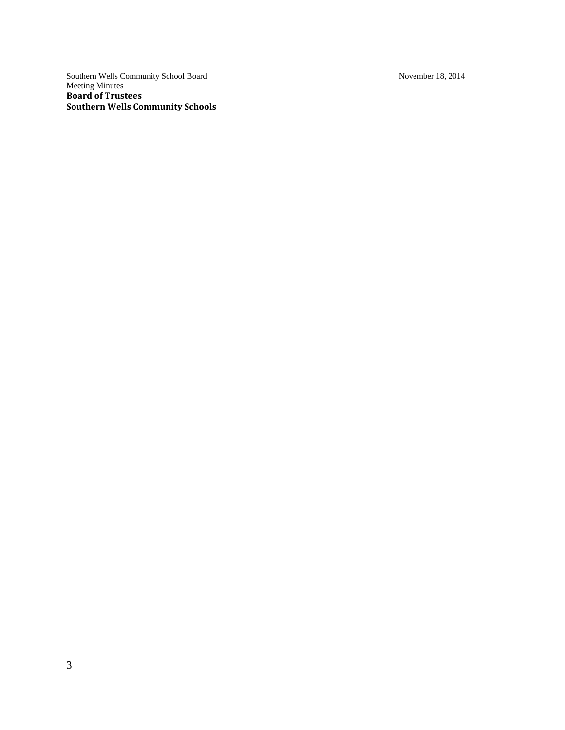**Board of Trustees**
**Southern Wells Community Schools**